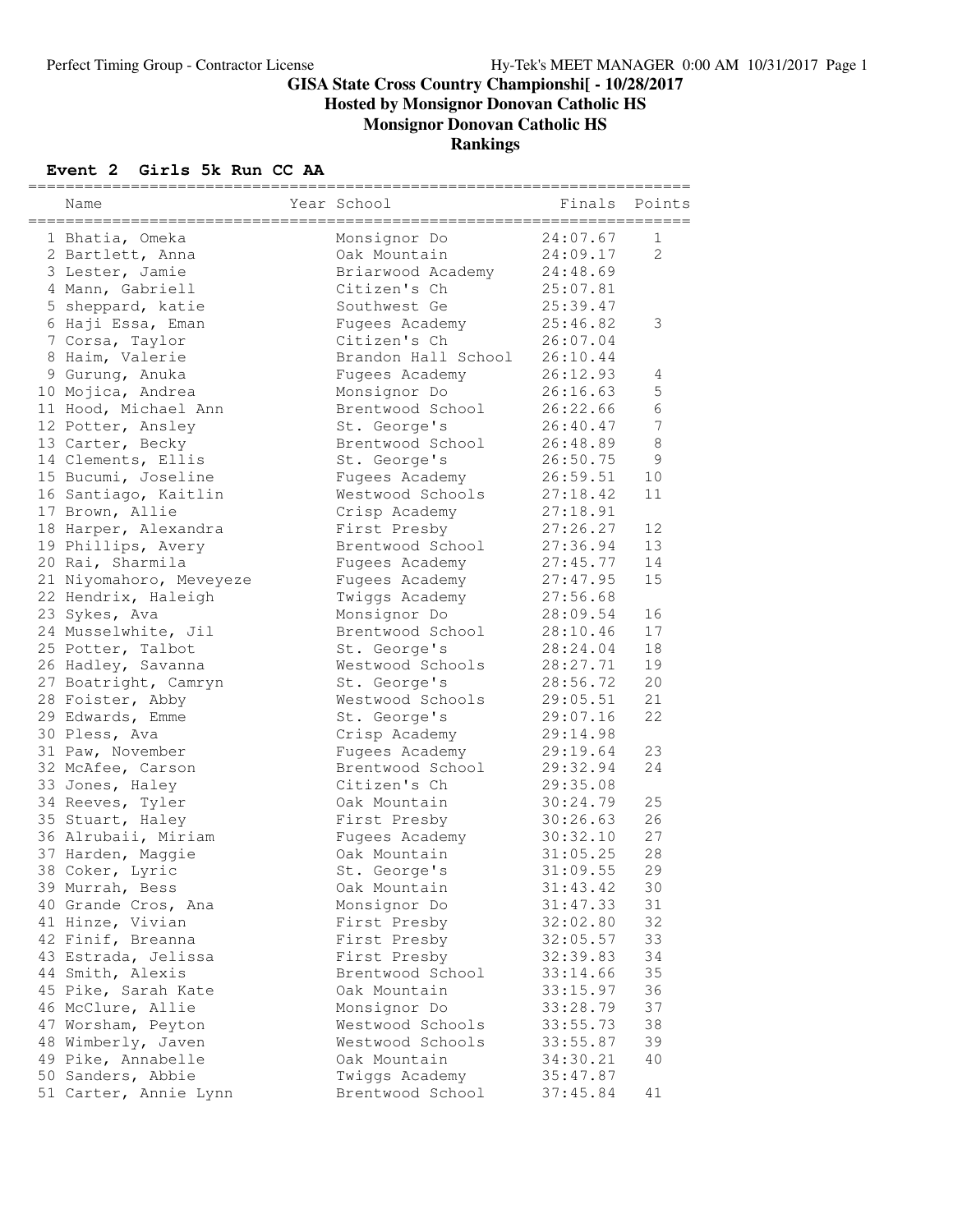# GISA State Cross Country Championshi[ - 10/28/2017

## Hosted by Monsignor Donovan Catholic HS

## Monsignor Donovan Catholic HS

## Rankings

### Event 2 Girls 5k Run CC AA

| | Name | Year | School | Finals | Points |
|---|---|---|---|---|---|
| 1 | Bhatia, Omeka | | Monsignor Do | 24:07.67 | 1 |
| 2 | Bartlett, Anna | | Oak Mountain | 24:09.17 | 2 |
| 3 | Lester, Jamie | | Briarwood Academy | 24:48.69 | |
| 4 | Mann, Gabriell | | Citizen's Ch | 25:07.81 | |
| 5 | sheppard, katie | | Southwest Ge | 25:39.47 | |
| 6 | Haji Essa, Eman | | Fugees Academy | 25:46.82 | 3 |
| 7 | Corsa, Taylor | | Citizen's Ch | 26:07.04 | |
| 8 | Haim, Valerie | | Brandon Hall School | 26:10.44 | |
| 9 | Gurung, Anuka | | Fugees Academy | 26:12.93 | 4 |
| 10 | Mojica, Andrea | | Monsignor Do | 26:16.63 | 5 |
| 11 | Hood, Michael Ann | | Brentwood School | 26:22.66 | 6 |
| 12 | Potter, Ansley | | St. George's | 26:40.47 | 7 |
| 13 | Carter, Becky | | Brentwood School | 26:48.89 | 8 |
| 14 | Clements, Ellis | | St. George's | 26:50.75 | 9 |
| 15 | Bucumi, Joseline | | Fugees Academy | 26:59.51 | 10 |
| 16 | Santiago, Kaitlin | | Westwood Schools | 27:18.42 | 11 |
| 17 | Brown, Allie | | Crisp Academy | 27:18.91 | |
| 18 | Harper, Alexandra | | First Presby | 27:26.27 | 12 |
| 19 | Phillips, Avery | | Brentwood School | 27:36.94 | 13 |
| 20 | Rai, Sharmila | | Fugees Academy | 27:45.77 | 14 |
| 21 | Niyomahoro, Meveyeze | | Fugees Academy | 27:47.95 | 15 |
| 22 | Hendrix, Haleigh | | Twiggs Academy | 27:56.68 | |
| 23 | Sykes, Ava | | Monsignor Do | 28:09.54 | 16 |
| 24 | Musselwhite, Jil | | Brentwood School | 28:10.46 | 17 |
| 25 | Potter, Talbot | | St. George's | 28:24.04 | 18 |
| 26 | Hadley, Savanna | | Westwood Schools | 28:27.71 | 19 |
| 27 | Boatright, Camryn | | St. George's | 28:56.72 | 20 |
| 28 | Foister, Abby | | Westwood Schools | 29:05.51 | 21 |
| 29 | Edwards, Emme | | St. George's | 29:07.16 | 22 |
| 30 | Pless, Ava | | Crisp Academy | 29:14.98 | |
| 31 | Paw, November | | Fugees Academy | 29:19.64 | 23 |
| 32 | McAfee, Carson | | Brentwood School | 29:32.94 | 24 |
| 33 | Jones, Haley | | Citizen's Ch | 29:35.08 | |
| 34 | Reeves, Tyler | | Oak Mountain | 30:24.79 | 25 |
| 35 | Stuart, Haley | | First Presby | 30:26.63 | 26 |
| 36 | Alrubaii, Miriam | | Fugees Academy | 30:32.10 | 27 |
| 37 | Harden, Maggie | | Oak Mountain | 31:05.25 | 28 |
| 38 | Coker, Lyric | | St. George's | 31:09.55 | 29 |
| 39 | Murrah, Bess | | Oak Mountain | 31:43.42 | 30 |
| 40 | Grande Cros, Ana | | Monsignor Do | 31:47.33 | 31 |
| 41 | Hinze, Vivian | | First Presby | 32:02.80 | 32 |
| 42 | Finif, Breanna | | First Presby | 32:05.57 | 33 |
| 43 | Estrada, Jelissa | | First Presby | 32:39.83 | 34 |
| 44 | Smith, Alexis | | Brentwood School | 33:14.66 | 35 |
| 45 | Pike, Sarah Kate | | Oak Mountain | 33:15.97 | 36 |
| 46 | McClure, Allie | | Monsignor Do | 33:28.79 | 37 |
| 47 | Worsham, Peyton | | Westwood Schools | 33:55.73 | 38 |
| 48 | Wimberly, Javen | | Westwood Schools | 33:55.87 | 39 |
| 49 | Pike, Annabelle | | Oak Mountain | 34:30.21 | 40 |
| 50 | Sanders, Abbie | | Twiggs Academy | 35:47.87 | |
| 51 | Carter, Annie Lynn | | Brentwood School | 37:45.84 | 41 |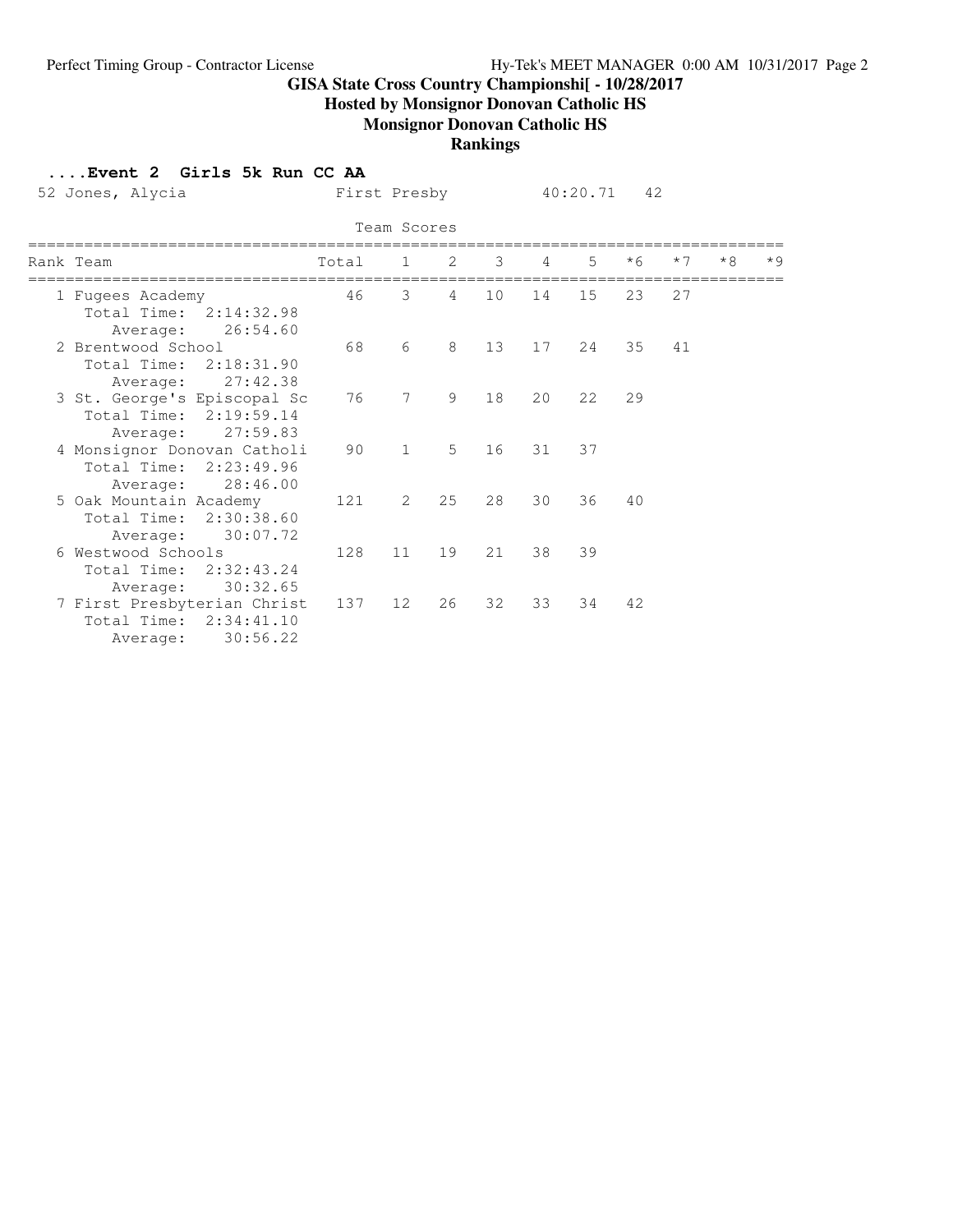# GISA State Cross Country Championshi[ - 10/28/2017

## Hosted by Monsignor Donovan Catholic HS

## Monsignor Donovan Catholic HS

## Rankings

### ....Event 2 Girls 5k Run CC AA

52 Jones, Alycia First Presby 40:20.71 42

Team Scores

| Rank | Team | Total | 1 | 2 | 3 | 4 | 5 | *6 | *7 | *8 | *9 |
|---|---|---|---|---|---|---|---|---|---|---|---|
| 1 | Fugees Academy | 46 | 3 | 4 | 10 | 14 | 15 | 23 | 27 | | |
| | Total Time: 2:14:32.98 | | | | | | | | | | |
| | Average: 26:54.60 | | | | | | | | | | |
| 2 | Brentwood School | 68 | 6 | 8 | 13 | 17 | 24 | 35 | 41 | | |
| | Total Time: 2:18:31.90 | | | | | | | | | | |
| | Average: 27:42.38 | | | | | | | | | | |
| 3 | St. George's Episcopal Sc | 76 | 7 | 9 | 18 | 20 | 22 | 29 | | | |
| | Total Time: 2:19:59.14 | | | | | | | | | | |
| | Average: 27:59.83 | | | | | | | | | | |
| 4 | Monsignor Donovan Catholi | 90 | 1 | 5 | 16 | 31 | 37 | | | | |
| | Total Time: 2:23:49.96 | | | | | | | | | | |
| | Average: 28:46.00 | | | | | | | | | | |
| 5 | Oak Mountain Academy | 121 | 2 | 25 | 28 | 30 | 36 | 40 | | | |
| | Total Time: 2:30:38.60 | | | | | | | | | | |
| | Average: 30:07.72 | | | | | | | | | | |
| 6 | Westwood Schools | 128 | 11 | 19 | 21 | 38 | 39 | | | | |
| | Total Time: 2:32:43.24 | | | | | | | | | | |
| | Average: 30:32.65 | | | | | | | | | | |
| 7 | First Presbyterian Christ | 137 | 12 | 26 | 32 | 33 | 34 | 42 | | | |
| | Total Time: 2:34:41.10 | | | | | | | | | | |
| | Average: 30:56.22 | | | | | | | | | | |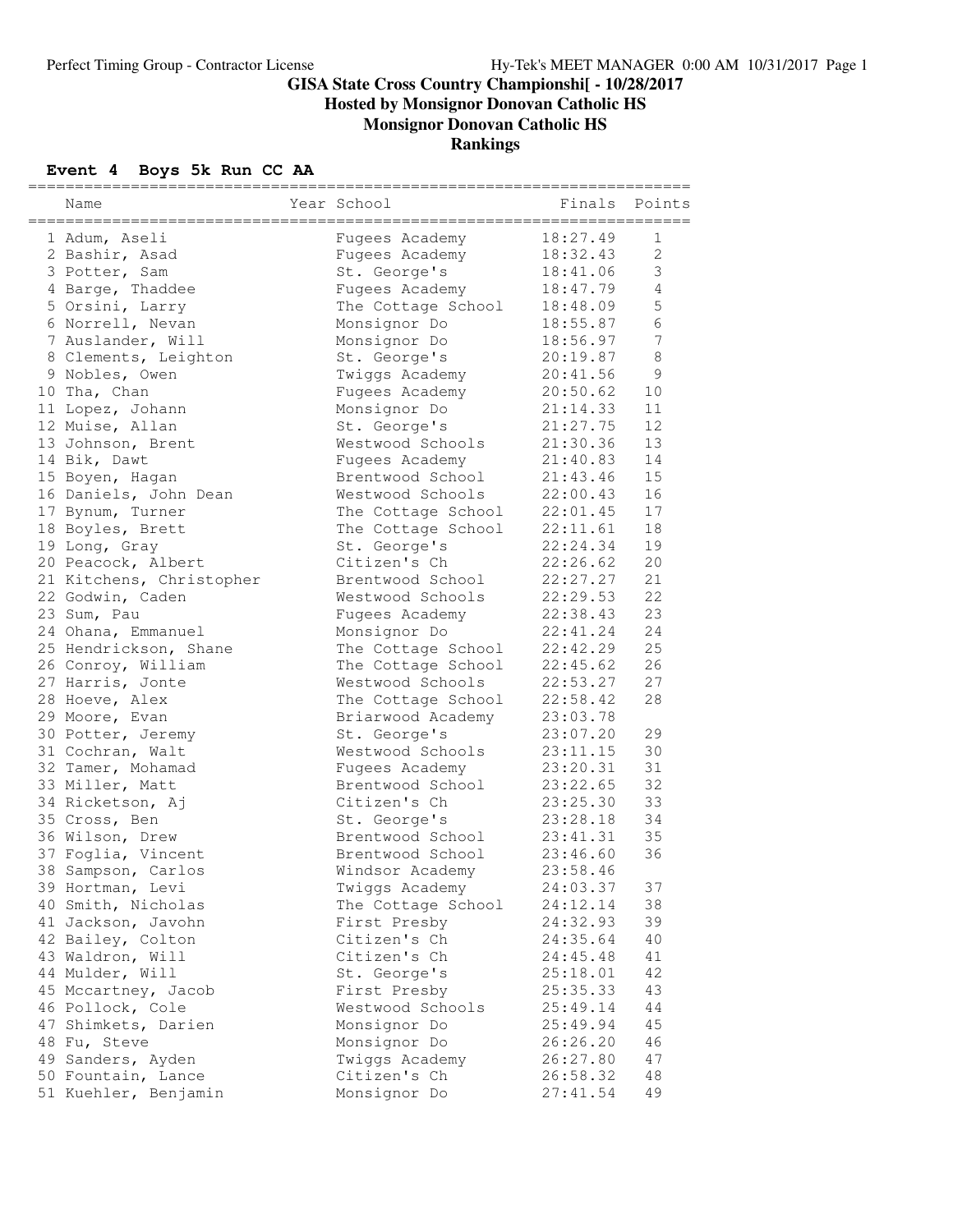# GISA State Cross Country Championshi[ - 10/28/2017

## Hosted by Monsignor Donovan Catholic HS

## Monsignor Donovan Catholic HS

## Rankings

### Event 4 Boys 5k Run CC AA

| | Name | Year | School | Finals | Points |
|---|---|---|---|---|---|
| 1 | Adum, Aseli | | Fugees Academy | 18:27.49 | 1 |
| 2 | Bashir, Asad | | Fugees Academy | 18:32.43 | 2 |
| 3 | Potter, Sam | | St. George's | 18:41.06 | 3 |
| 4 | Barge, Thaddee | | Fugees Academy | 18:47.79 | 4 |
| 5 | Orsini, Larry | | The Cottage School | 18:48.09 | 5 |
| 6 | Norrell, Nevan | | Monsignor Do | 18:55.87 | 6 |
| 7 | Auslander, Will | | Monsignor Do | 18:56.97 | 7 |
| 8 | Clements, Leighton | | St. George's | 20:19.87 | 8 |
| 9 | Nobles, Owen | | Twiggs Academy | 20:41.56 | 9 |
| 10 | Tha, Chan | | Fugees Academy | 20:50.62 | 10 |
| 11 | Lopez, Johann | | Monsignor Do | 21:14.33 | 11 |
| 12 | Muise, Allan | | St. George's | 21:27.75 | 12 |
| 13 | Johnson, Brent | | Westwood Schools | 21:30.36 | 13 |
| 14 | Bik, Dawt | | Fugees Academy | 21:40.83 | 14 |
| 15 | Boyen, Hagan | | Brentwood School | 21:43.46 | 15 |
| 16 | Daniels, John Dean | | Westwood Schools | 22:00.43 | 16 |
| 17 | Bynum, Turner | | The Cottage School | 22:01.45 | 17 |
| 18 | Boyles, Brett | | The Cottage School | 22:11.61 | 18 |
| 19 | Long, Gray | | St. George's | 22:24.34 | 19 |
| 20 | Peacock, Albert | | Citizen's Ch | 22:26.62 | 20 |
| 21 | Kitchens, Christopher | | Brentwood School | 22:27.27 | 21 |
| 22 | Godwin, Caden | | Westwood Schools | 22:29.53 | 22 |
| 23 | Sum, Pau | | Fugees Academy | 22:38.43 | 23 |
| 24 | Ohana, Emmanuel | | Monsignor Do | 22:41.24 | 24 |
| 25 | Hendrickson, Shane | | The Cottage School | 22:42.29 | 25 |
| 26 | Conroy, William | | The Cottage School | 22:45.62 | 26 |
| 27 | Harris, Jonte | | Westwood Schools | 22:53.27 | 27 |
| 28 | Hoeve, Alex | | The Cottage School | 22:58.42 | 28 |
| 29 | Moore, Evan | | Briarwood Academy | 23:03.78 | |
| 30 | Potter, Jeremy | | St. George's | 23:07.20 | 29 |
| 31 | Cochran, Walt | | Westwood Schools | 23:11.15 | 30 |
| 32 | Tamer, Mohamad | | Fugees Academy | 23:20.31 | 31 |
| 33 | Miller, Matt | | Brentwood School | 23:22.65 | 32 |
| 34 | Ricketson, Aj | | Citizen's Ch | 23:25.30 | 33 |
| 35 | Cross, Ben | | St. George's | 23:28.18 | 34 |
| 36 | Wilson, Drew | | Brentwood School | 23:41.31 | 35 |
| 37 | Foglia, Vincent | | Brentwood School | 23:46.60 | 36 |
| 38 | Sampson, Carlos | | Windsor Academy | 23:58.46 | |
| 39 | Hortman, Levi | | Twiggs Academy | 24:03.37 | 37 |
| 40 | Smith, Nicholas | | The Cottage School | 24:12.14 | 38 |
| 41 | Jackson, Javohn | | First Presby | 24:32.93 | 39 |
| 42 | Bailey, Colton | | Citizen's Ch | 24:35.64 | 40 |
| 43 | Waldron, Will | | Citizen's Ch | 24:45.48 | 41 |
| 44 | Mulder, Will | | St. George's | 25:18.01 | 42 |
| 45 | Mccartney, Jacob | | First Presby | 25:35.33 | 43 |
| 46 | Pollock, Cole | | Westwood Schools | 25:49.14 | 44 |
| 47 | Shimkets, Darien | | Monsignor Do | 25:49.94 | 45 |
| 48 | Fu, Steve | | Monsignor Do | 26:26.20 | 46 |
| 49 | Sanders, Ayden | | Twiggs Academy | 26:27.80 | 47 |
| 50 | Fountain, Lance | | Citizen's Ch | 26:58.32 | 48 |
| 51 | Kuehler, Benjamin | | Monsignor Do | 27:41.54 | 49 |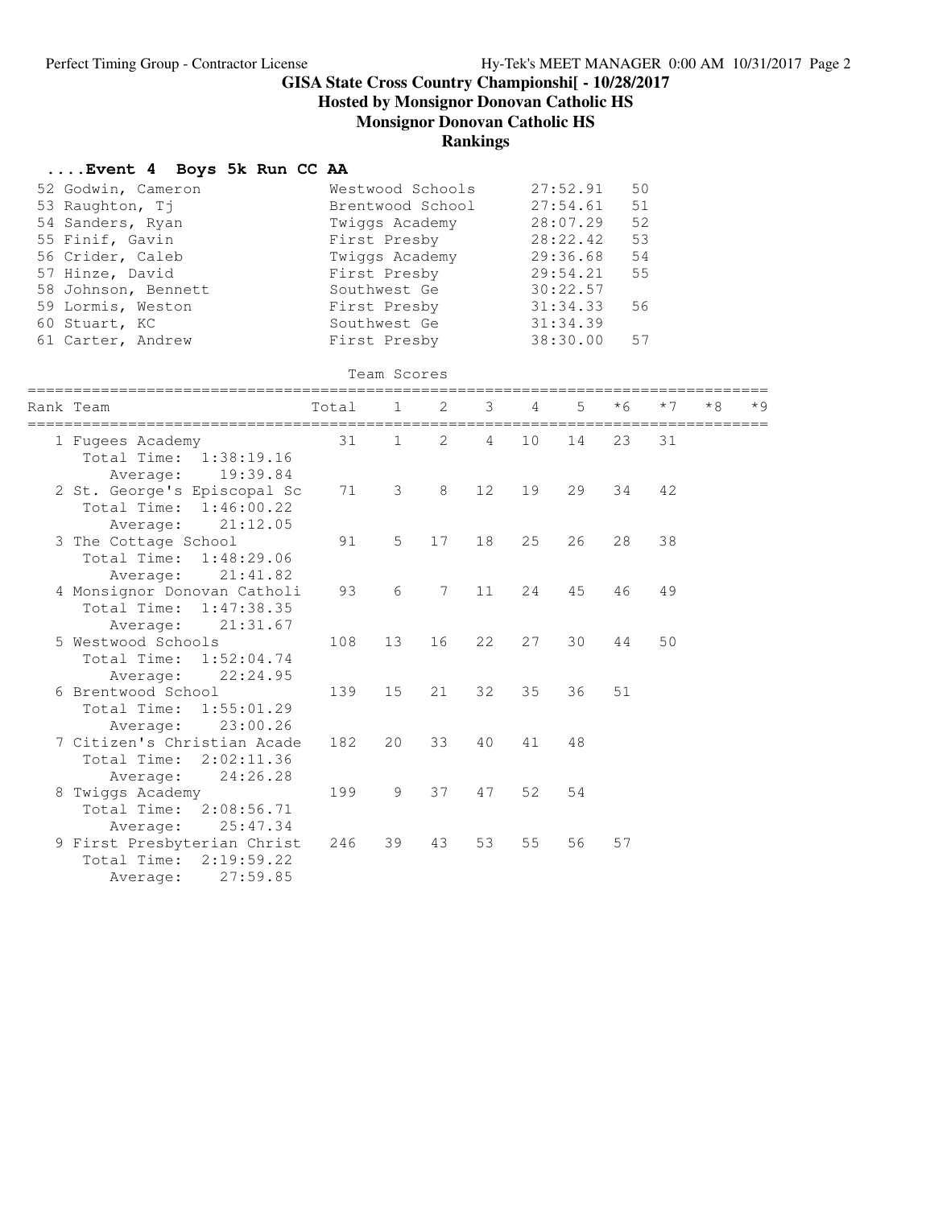# GISA State Cross Country Championshi[ - 10/28/2017

## Hosted by Monsignor Donovan Catholic HS

## Monsignor Donovan Catholic HS

## Rankings

### ....Event 4 Boys 5k Run CC AA

| Place | Name | School | Time | Points |
|---|---|---|---|---|
| 52 | Godwin, Cameron | Westwood Schools | 27:52.91 | 50 |
| 53 | Raughton, Tj | Brentwood School | 27:54.61 | 51 |
| 54 | Sanders, Ryan | Twiggs Academy | 28:07.29 | 52 |
| 55 | Finif, Gavin | First Presby | 28:22.42 | 53 |
| 56 | Crider, Caleb | Twiggs Academy | 29:36.68 | 54 |
| 57 | Hinze, David | First Presby | 29:54.21 | 55 |
| 58 | Johnson, Bennett | Southwest Ge | 30:22.57 | |
| 59 | Lormis, Weston | First Presby | 31:34.33 | 56 |
| 60 | Stuart, KC | Southwest Ge | 31:34.39 | |
| 61 | Carter, Andrew | First Presby | 38:30.00 | 57 |

Team Scores

| Rank | Team | Total | 1 | 2 | 3 | 4 | 5 | *6 | *7 | *8 | *9 |
|---|---|---|---|---|---|---|---|---|---|---|---|
| 1 | Fugees Academy | 31 | 1 | 2 | 4 | 10 | 14 | 23 | 31 | | |
| | Total Time: 1:38:19.16 | | | | | | | | | | |
| | Average: 19:39.84 | | | | | | | | | | |
| 2 | St. George's Episcopal Sc | 71 | 3 | 8 | 12 | 19 | 29 | 34 | 42 | | |
| | Total Time: 1:46:00.22 | | | | | | | | | | |
| | Average: 21:12.05 | | | | | | | | | | |
| 3 | The Cottage School | 91 | 5 | 17 | 18 | 25 | 26 | 28 | 38 | | |
| | Total Time: 1:48:29.06 | | | | | | | | | | |
| | Average: 21:41.82 | | | | | | | | | | |
| 4 | Monsignor Donovan Catholi | 93 | 6 | 7 | 11 | 24 | 45 | 46 | 49 | | |
| | Total Time: 1:47:38.35 | | | | | | | | | | |
| | Average: 21:31.67 | | | | | | | | | | |
| 5 | Westwood Schools | 108 | 13 | 16 | 22 | 27 | 30 | 44 | 50 | | |
| | Total Time: 1:52:04.74 | | | | | | | | | | |
| | Average: 22:24.95 | | | | | | | | | | |
| 6 | Brentwood School | 139 | 15 | 21 | 32 | 35 | 36 | 51 | | | |
| | Total Time: 1:55:01.29 | | | | | | | | | | |
| | Average: 23:00.26 | | | | | | | | | | |
| 7 | Citizen's Christian Acade | 182 | 20 | 33 | 40 | 41 | 48 | | | | |
| | Total Time: 2:02:11.36 | | | | | | | | | | |
| | Average: 24:26.28 | | | | | | | | | | |
| 8 | Twiggs Academy | 199 | 9 | 37 | 47 | 52 | 54 | | | | |
| | Total Time: 2:08:56.71 | | | | | | | | | | |
| | Average: 25:47.34 | | | | | | | | | | |
| 9 | First Presbyterian Christ | 246 | 39 | 43 | 53 | 55 | 56 | 57 | | | |
| | Total Time: 2:19:59.22 | | | | | | | | | | |
| | Average: 27:59.85 | | | | | | | | | | |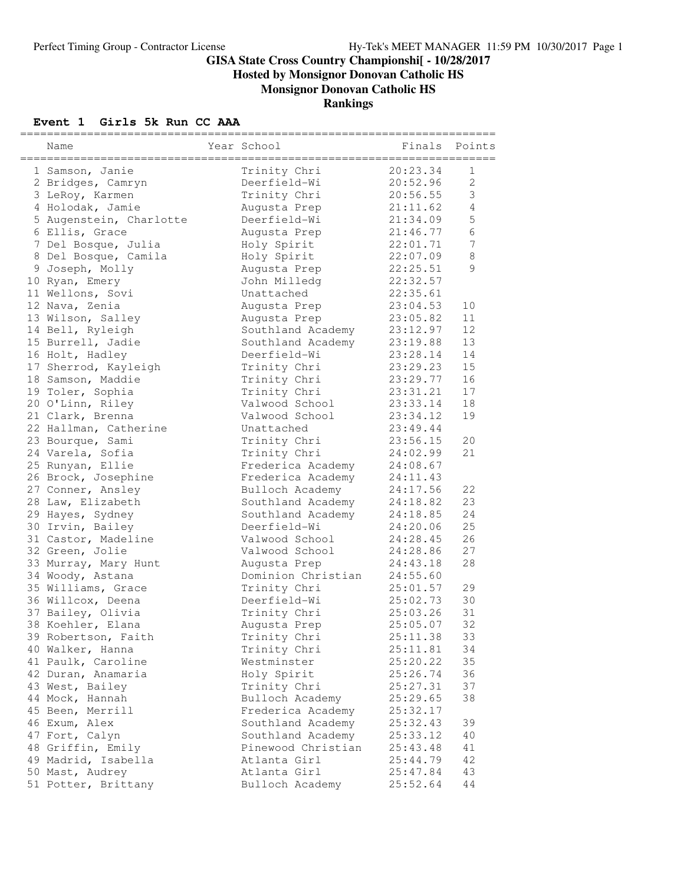# GISA State Cross Country Championshi[ - 10/28/2017

## Hosted by Monsignor Donovan Catholic HS

## Monsignor Donovan Catholic HS

## Rankings

### Event 1 Girls 5k Run CC AAA

| | Name | Year | School | Finals | Points |
|---|---|---|---|---|---|
| 1 | Samson, Janie | | Trinity Chri | 20:23.34 | 1 |
| 2 | Bridges, Camryn | | Deerfield-Wi | 20:52.96 | 2 |
| 3 | LeRoy, Karmen | | Trinity Chri | 20:56.55 | 3 |
| 4 | Holodak, Jamie | | Augusta Prep | 21:11.62 | 4 |
| 5 | Augenstein, Charlotte | | Deerfield-Wi | 21:34.09 | 5 |
| 6 | Ellis, Grace | | Augusta Prep | 21:46.77 | 6 |
| 7 | Del Bosque, Julia | | Holy Spirit | 22:01.71 | 7 |
| 8 | Del Bosque, Camila | | Holy Spirit | 22:07.09 | 8 |
| 9 | Joseph, Molly | | Augusta Prep | 22:25.51 | 9 |
| 10 | Ryan, Emery | | John Milledg | 22:32.57 | |
| 11 | Wellons, Sovi | | Unattached | 22:35.61 | |
| 12 | Nava, Zenia | | Augusta Prep | 23:04.53 | 10 |
| 13 | Wilson, Salley | | Augusta Prep | 23:05.82 | 11 |
| 14 | Bell, Ryleigh | | Southland Academy | 23:12.97 | 12 |
| 15 | Burrell, Jadie | | Southland Academy | 23:19.88 | 13 |
| 16 | Holt, Hadley | | Deerfield-Wi | 23:28.14 | 14 |
| 17 | Sherrod, Kayleigh | | Trinity Chri | 23:29.23 | 15 |
| 18 | Samson, Maddie | | Trinity Chri | 23:29.77 | 16 |
| 19 | Toler, Sophia | | Trinity Chri | 23:31.21 | 17 |
| 20 | O'Linn, Riley | | Valwood School | 23:33.14 | 18 |
| 21 | Clark, Brenna | | Valwood School | 23:34.12 | 19 |
| 22 | Hallman, Catherine | | Unattached | 23:49.44 | |
| 23 | Bourque, Sami | | Trinity Chri | 23:56.15 | 20 |
| 24 | Varela, Sofia | | Trinity Chri | 24:02.99 | 21 |
| 25 | Runyan, Ellie | | Frederica Academy | 24:08.67 | |
| 26 | Brock, Josephine | | Frederica Academy | 24:11.43 | |
| 27 | Conner, Ansley | | Bulloch Academy | 24:17.56 | 22 |
| 28 | Law, Elizabeth | | Southland Academy | 24:18.82 | 23 |
| 29 | Hayes, Sydney | | Southland Academy | 24:18.85 | 24 |
| 30 | Irvin, Bailey | | Deerfield-Wi | 24:20.06 | 25 |
| 31 | Castor, Madeline | | Valwood School | 24:28.45 | 26 |
| 32 | Green, Jolie | | Valwood School | 24:28.86 | 27 |
| 33 | Murray, Mary Hunt | | Augusta Prep | 24:43.18 | 28 |
| 34 | Woody, Astana | | Dominion Christian | 24:55.60 | |
| 35 | Williams, Grace | | Trinity Chri | 25:01.57 | 29 |
| 36 | Willcox, Deena | | Deerfield-Wi | 25:02.73 | 30 |
| 37 | Bailey, Olivia | | Trinity Chri | 25:03.26 | 31 |
| 38 | Koehler, Elana | | Augusta Prep | 25:05.07 | 32 |
| 39 | Robertson, Faith | | Trinity Chri | 25:11.38 | 33 |
| 40 | Walker, Hanna | | Trinity Chri | 25:11.81 | 34 |
| 41 | Paulk, Caroline | | Westminster | 25:20.22 | 35 |
| 42 | Duran, Anamaria | | Holy Spirit | 25:26.74 | 36 |
| 43 | West, Bailey | | Trinity Chri | 25:27.31 | 37 |
| 44 | Mock, Hannah | | Bulloch Academy | 25:29.65 | 38 |
| 45 | Been, Merrill | | Frederica Academy | 25:32.17 | |
| 46 | Exum, Alex | | Southland Academy | 25:32.43 | 39 |
| 47 | Fort, Calyn | | Southland Academy | 25:33.12 | 40 |
| 48 | Griffin, Emily | | Pinewood Christian | 25:43.48 | 41 |
| 49 | Madrid, Isabella | | Atlanta Girl | 25:44.79 | 42 |
| 50 | Mast, Audrey | | Atlanta Girl | 25:47.84 | 43 |
| 51 | Potter, Brittany | | Bulloch Academy | 25:52.64 | 44 |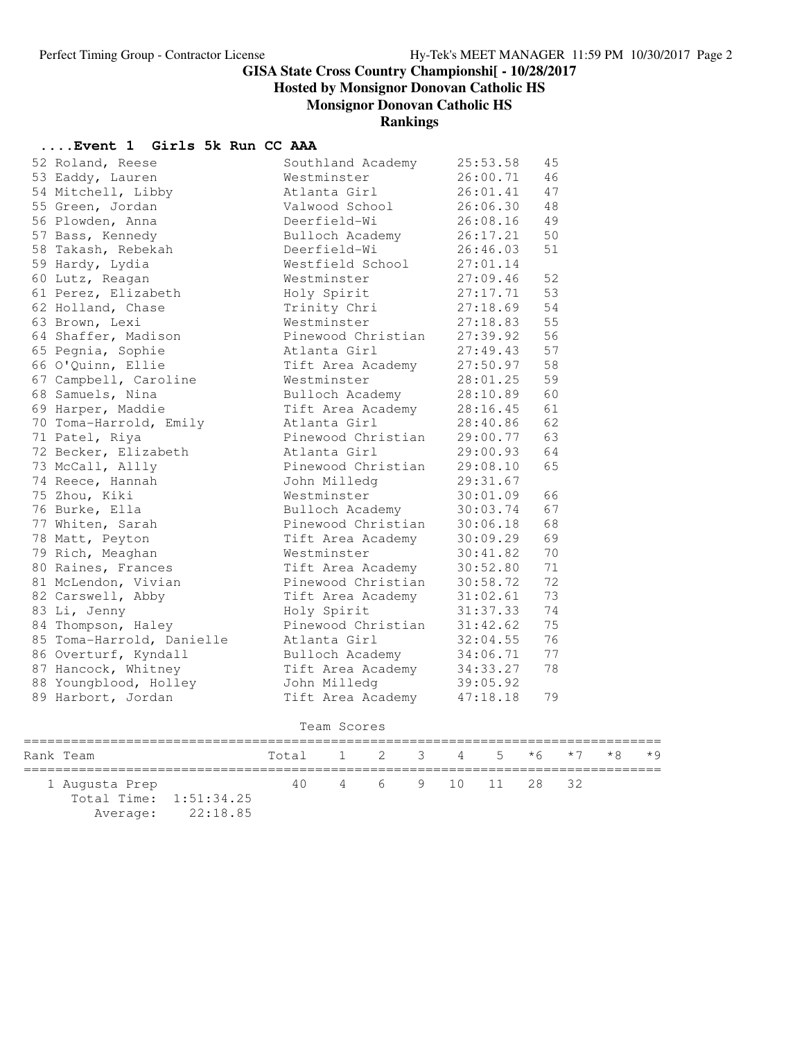# GISA State Cross Country Championshi[ - 10/28/2017

## Hosted by Monsignor Donovan Catholic HS

## Monsignor Donovan Catholic HS

## Rankings

### ....Event 1 Girls 5k Run CC AAA

| Place | Name | School | Time | Points |
|---|---|---|---|---|
| 52 | Roland, Reese | Southland Academy | 25:53.58 | 45 |
| 53 | Eaddy, Lauren | Westminster | 26:00.71 | 46 |
| 54 | Mitchell, Libby | Atlanta Girl | 26:01.41 | 47 |
| 55 | Green, Jordan | Valwood School | 26:06.30 | 48 |
| 56 | Plowden, Anna | Deerfield-Wi | 26:08.16 | 49 |
| 57 | Bass, Kennedy | Bulloch Academy | 26:17.21 | 50 |
| 58 | Takash, Rebekah | Deerfield-Wi | 26:46.03 | 51 |
| 59 | Hardy, Lydia | Westfield School | 27:01.14 | |
| 60 | Lutz, Reagan | Westminster | 27:09.46 | 52 |
| 61 | Perez, Elizabeth | Holy Spirit | 27:17.71 | 53 |
| 62 | Holland, Chase | Trinity Chri | 27:18.69 | 54 |
| 63 | Brown, Lexi | Westminster | 27:18.83 | 55 |
| 64 | Shaffer, Madison | Pinewood Christian | 27:39.92 | 56 |
| 65 | Pegnia, Sophie | Atlanta Girl | 27:49.43 | 57 |
| 66 | O'Quinn, Ellie | Tift Area Academy | 27:50.97 | 58 |
| 67 | Campbell, Caroline | Westminster | 28:01.25 | 59 |
| 68 | Samuels, Nina | Bulloch Academy | 28:10.89 | 60 |
| 69 | Harper, Maddie | Tift Area Academy | 28:16.45 | 61 |
| 70 | Toma-Harrold, Emily | Atlanta Girl | 28:40.86 | 62 |
| 71 | Patel, Riya | Pinewood Christian | 29:00.77 | 63 |
| 72 | Becker, Elizabeth | Atlanta Girl | 29:00.93 | 64 |
| 73 | McCall, Allly | Pinewood Christian | 29:08.10 | 65 |
| 74 | Reece, Hannah | John Milledg | 29:31.67 | |
| 75 | Zhou, Kiki | Westminster | 30:01.09 | 66 |
| 76 | Burke, Ella | Bulloch Academy | 30:03.74 | 67 |
| 77 | Whiten, Sarah | Pinewood Christian | 30:06.18 | 68 |
| 78 | Matt, Peyton | Tift Area Academy | 30:09.29 | 69 |
| 79 | Rich, Meaghan | Westminster | 30:41.82 | 70 |
| 80 | Raines, Frances | Tift Area Academy | 30:52.80 | 71 |
| 81 | McLendon, Vivian | Pinewood Christian | 30:58.72 | 72 |
| 82 | Carswell, Abby | Tift Area Academy | 31:02.61 | 73 |
| 83 | Li, Jenny | Holy Spirit | 31:37.33 | 74 |
| 84 | Thompson, Haley | Pinewood Christian | 31:42.62 | 75 |
| 85 | Toma-Harrold, Danielle | Atlanta Girl | 32:04.55 | 76 |
| 86 | Overturf, Kyndall | Bulloch Academy | 34:06.71 | 77 |
| 87 | Hancock, Whitney | Tift Area Academy | 34:33.27 | 78 |
| 88 | Youngblood, Holley | John Milledg | 39:05.92 | |
| 89 | Harbort, Jordan | Tift Area Academy | 47:18.18 | 79 |

Team Scores

| Rank | Team | Total | 1 | 2 | 3 | 4 | 5 | *6 | *7 | *8 | *9 |
|---|---|---|---|---|---|---|---|---|---|---|---|
| 1 | Augusta Prep | 40 | 4 | 6 | 9 | 10 | 11 | 28 | 32 | | |
| | Total Time: 1:51:34.25 | | | | | | | | | | |
| | Average: 22:18.85 | | | | | | | | | | |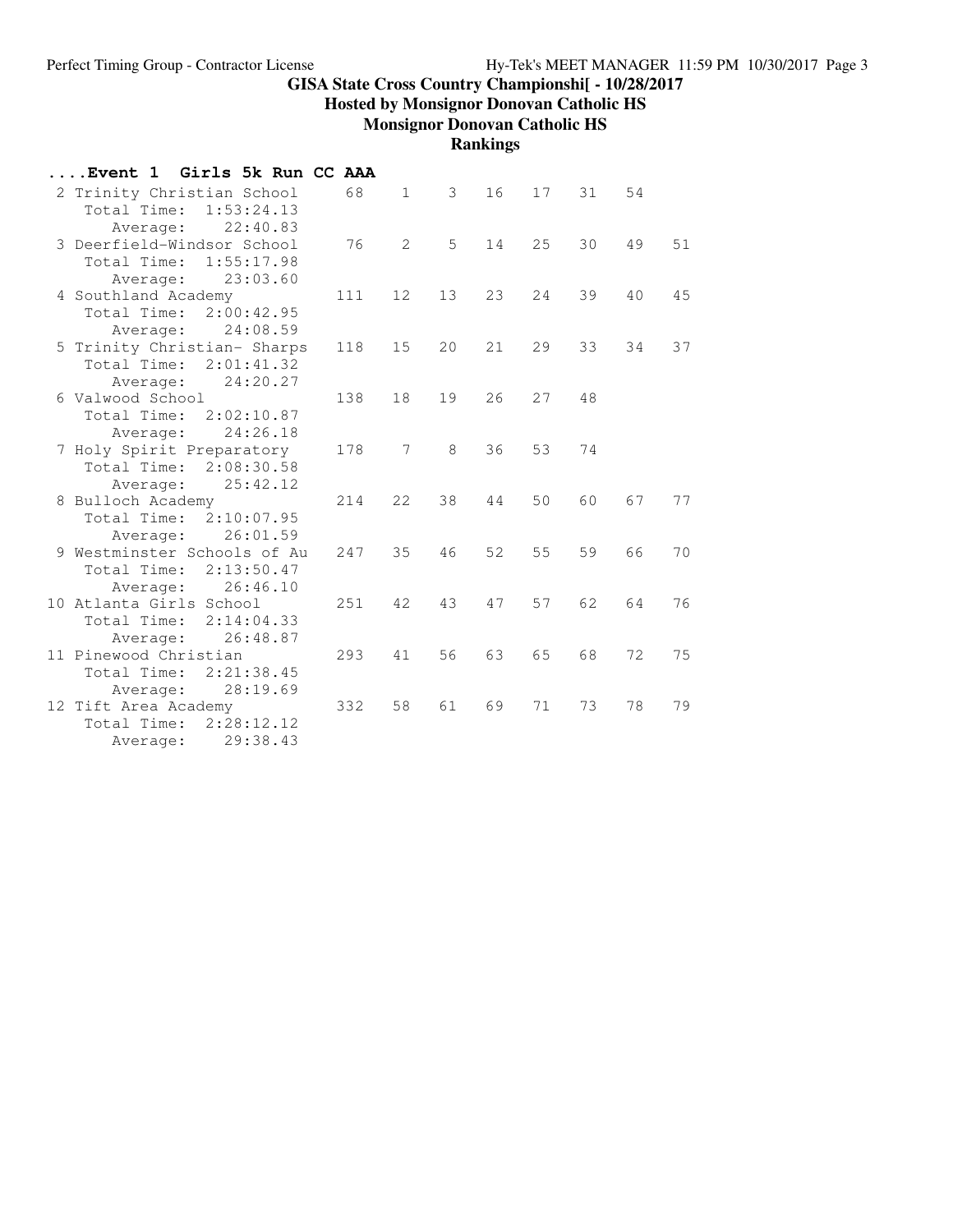## GISA State Cross Country Championshi[ - 10/28/2017

### Hosted by Monsignor Donovan Catholic HS

### Monsignor Donovan Catholic HS

### Rankings

**....Event 1 Girls 5k Run CC AAA**

| Place | Team | Score | 1 | 2 | 3 | 4 | 5 | 6 | 7 |
|---|---|---|---|---|---|---|---|---|---|
| 2 | Trinity Christian School | 68 | 1 | 3 | 16 | 17 | 31 | 54 | |
| | Total Time: 1:53:24.13 | | | | | | | | |
| | Average: 22:40.83 | | | | | | | | |
| 3 | Deerfield-Windsor School | 76 | 2 | 5 | 14 | 25 | 30 | 49 | 51 |
| | Total Time: 1:55:17.98 | | | | | | | | |
| | Average: 23:03.60 | | | | | | | | |
| 4 | Southland Academy | 111 | 12 | 13 | 23 | 24 | 39 | 40 | 45 |
| | Total Time: 2:00:42.95 | | | | | | | | |
| | Average: 24:08.59 | | | | | | | | |
| 5 | Trinity Christian- Sharps | 118 | 15 | 20 | 21 | 29 | 33 | 34 | 37 |
| | Total Time: 2:01:41.32 | | | | | | | | |
| | Average: 24:20.27 | | | | | | | | |
| 6 | Valwood School | 138 | 18 | 19 | 26 | 27 | 48 | | |
| | Total Time: 2:02:10.87 | | | | | | | | |
| | Average: 24:26.18 | | | | | | | | |
| 7 | Holy Spirit Preparatory | 178 | 7 | 8 | 36 | 53 | 74 | | |
| | Total Time: 2:08:30.58 | | | | | | | | |
| | Average: 25:42.12 | | | | | | | | |
| 8 | Bulloch Academy | 214 | 22 | 38 | 44 | 50 | 60 | 67 | 77 |
| | Total Time: 2:10:07.95 | | | | | | | | |
| | Average: 26:01.59 | | | | | | | | |
| 9 | Westminster Schools of Au | 247 | 35 | 46 | 52 | 55 | 59 | 66 | 70 |
| | Total Time: 2:13:50.47 | | | | | | | | |
| | Average: 26:46.10 | | | | | | | | |
| 10 | Atlanta Girls School | 251 | 42 | 43 | 47 | 57 | 62 | 64 | 76 |
| | Total Time: 2:14:04.33 | | | | | | | | |
| | Average: 26:48.87 | | | | | | | | |
| 11 | Pinewood Christian | 293 | 41 | 56 | 63 | 65 | 68 | 72 | 75 |
| | Total Time: 2:21:38.45 | | | | | | | | |
| | Average: 28:19.69 | | | | | | | | |
| 12 | Tift Area Academy | 332 | 58 | 61 | 69 | 71 | 73 | 78 | 79 |
| | Total Time: 2:28:12.12 | | | | | | | | |
| | Average: 29:38.43 | | | | | | | | |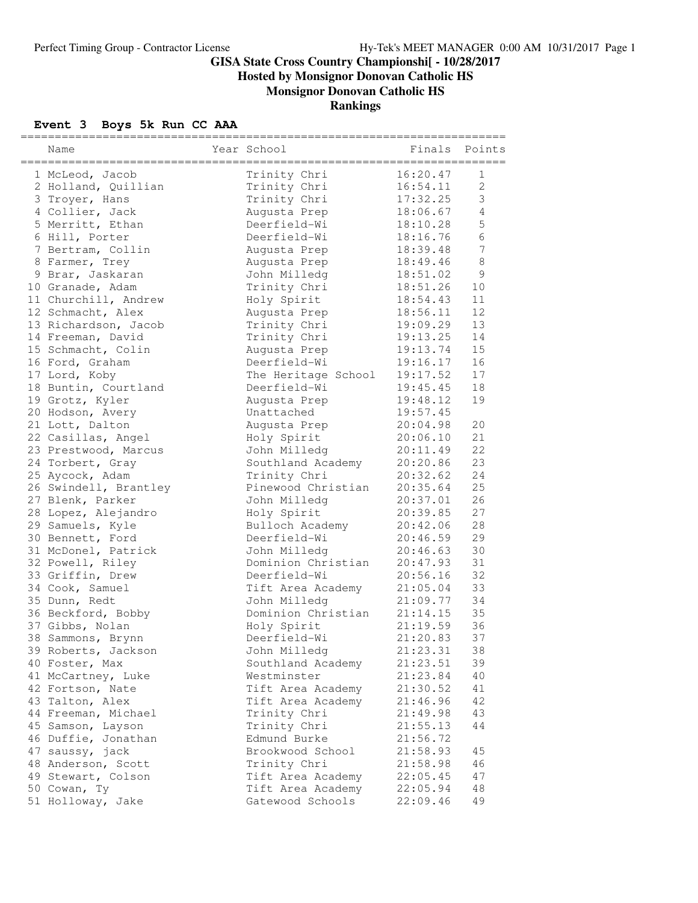# GISA State Cross Country Championshi[ - 10/28/2017

## Hosted by Monsignor Donovan Catholic HS

## Monsignor Donovan Catholic HS

## Rankings

### Event 3 Boys 5k Run CC AAA

| | Name | Year | School | Finals | Points |
|---|---|---|---|---|---|
| 1 | McLeod, Jacob | | Trinity Chri | 16:20.47 | 1 |
| 2 | Holland, Quillian | | Trinity Chri | 16:54.11 | 2 |
| 3 | Troyer, Hans | | Trinity Chri | 17:32.25 | 3 |
| 4 | Collier, Jack | | Augusta Prep | 18:06.67 | 4 |
| 5 | Merritt, Ethan | | Deerfield-Wi | 18:10.28 | 5 |
| 6 | Hill, Porter | | Deerfield-Wi | 18:16.76 | 6 |
| 7 | Bertram, Collin | | Augusta Prep | 18:39.48 | 7 |
| 8 | Farmer, Trey | | Augusta Prep | 18:49.46 | 8 |
| 9 | Brar, Jaskaran | | John Milledg | 18:51.02 | 9 |
| 10 | Granade, Adam | | Trinity Chri | 18:51.26 | 10 |
| 11 | Churchill, Andrew | | Holy Spirit | 18:54.43 | 11 |
| 12 | Schmacht, Alex | | Augusta Prep | 18:56.11 | 12 |
| 13 | Richardson, Jacob | | Trinity Chri | 19:09.29 | 13 |
| 14 | Freeman, David | | Trinity Chri | 19:13.25 | 14 |
| 15 | Schmacht, Colin | | Augusta Prep | 19:13.74 | 15 |
| 16 | Ford, Graham | | Deerfield-Wi | 19:16.17 | 16 |
| 17 | Lord, Koby | | The Heritage School | 19:17.52 | 17 |
| 18 | Buntin, Courtland | | Deerfield-Wi | 19:45.45 | 18 |
| 19 | Grotz, Kyler | | Augusta Prep | 19:48.12 | 19 |
| 20 | Hodson, Avery | | Unattached | 19:57.45 | |
| 21 | Lott, Dalton | | Augusta Prep | 20:04.98 | 20 |
| 22 | Casillas, Angel | | Holy Spirit | 20:06.10 | 21 |
| 23 | Prestwood, Marcus | | John Milledg | 20:11.49 | 22 |
| 24 | Torbert, Gray | | Southland Academy | 20:20.86 | 23 |
| 25 | Aycock, Adam | | Trinity Chri | 20:32.62 | 24 |
| 26 | Swindell, Brantley | | Pinewood Christian | 20:35.64 | 25 |
| 27 | Blenk, Parker | | John Milledg | 20:37.01 | 26 |
| 28 | Lopez, Alejandro | | Holy Spirit | 20:39.85 | 27 |
| 29 | Samuels, Kyle | | Bulloch Academy | 20:42.06 | 28 |
| 30 | Bennett, Ford | | Deerfield-Wi | 20:46.59 | 29 |
| 31 | McDonel, Patrick | | John Milledg | 20:46.63 | 30 |
| 32 | Powell, Riley | | Dominion Christian | 20:47.93 | 31 |
| 33 | Griffin, Drew | | Deerfield-Wi | 20:56.16 | 32 |
| 34 | Cook, Samuel | | Tift Area Academy | 21:05.04 | 33 |
| 35 | Dunn, Redt | | John Milledg | 21:09.77 | 34 |
| 36 | Beckford, Bobby | | Dominion Christian | 21:14.15 | 35 |
| 37 | Gibbs, Nolan | | Holy Spirit | 21:19.59 | 36 |
| 38 | Sammons, Brynn | | Deerfield-Wi | 21:20.83 | 37 |
| 39 | Roberts, Jackson | | John Milledg | 21:23.31 | 38 |
| 40 | Foster, Max | | Southland Academy | 21:23.51 | 39 |
| 41 | McCartney, Luke | | Westminster | 21:23.84 | 40 |
| 42 | Fortson, Nate | | Tift Area Academy | 21:30.52 | 41 |
| 43 | Talton, Alex | | Tift Area Academy | 21:46.96 | 42 |
| 44 | Freeman, Michael | | Trinity Chri | 21:49.98 | 43 |
| 45 | Samson, Layson | | Trinity Chri | 21:55.13 | 44 |
| 46 | Duffie, Jonathan | | Edmund Burke | 21:56.72 | |
| 47 | saussy, jack | | Brookwood School | 21:58.93 | 45 |
| 48 | Anderson, Scott | | Trinity Chri | 21:58.98 | 46 |
| 49 | Stewart, Colson | | Tift Area Academy | 22:05.45 | 47 |
| 50 | Cowan, Ty | | Tift Area Academy | 22:05.94 | 48 |
| 51 | Holloway, Jake | | Gatewood Schools | 22:09.46 | 49 |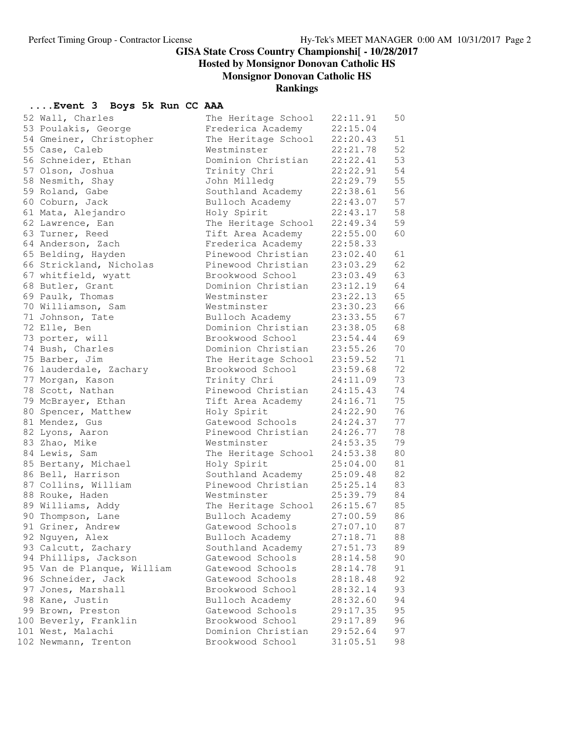# GISA State Cross Country Championshi[ - 10/28/2017

## Hosted by Monsignor Donovan Catholic HS

## Monsignor Donovan Catholic HS

## Rankings

### ....Event 3 Boys 5k Run CC AAA

| Place | Name | School | Time | Points |
|---|---|---|---|---|
| 52 | Wall, Charles | The Heritage School | 22:11.91 | 50 |
| 53 | Poulakis, George | Frederica Academy | 22:15.04 | |
| 54 | Gmeiner, Christopher | The Heritage School | 22:20.43 | 51 |
| 55 | Case, Caleb | Westminster | 22:21.78 | 52 |
| 56 | Schneider, Ethan | Dominion Christian | 22:22.41 | 53 |
| 57 | Olson, Joshua | Trinity Chri | 22:22.91 | 54 |
| 58 | Nesmith, Shay | John Milledg | 22:29.79 | 55 |
| 59 | Roland, Gabe | Southland Academy | 22:38.61 | 56 |
| 60 | Coburn, Jack | Bulloch Academy | 22:43.07 | 57 |
| 61 | Mata, Alejandro | Holy Spirit | 22:43.17 | 58 |
| 62 | Lawrence, Ean | The Heritage School | 22:49.34 | 59 |
| 63 | Turner, Reed | Tift Area Academy | 22:55.00 | 60 |
| 64 | Anderson, Zach | Frederica Academy | 22:58.33 | |
| 65 | Belding, Hayden | Pinewood Christian | 23:02.40 | 61 |
| 66 | Strickland, Nicholas | Pinewood Christian | 23:03.29 | 62 |
| 67 | whitfield, wyatt | Brookwood School | 23:03.49 | 63 |
| 68 | Butler, Grant | Dominion Christian | 23:12.19 | 64 |
| 69 | Paulk, Thomas | Westminster | 23:22.13 | 65 |
| 70 | Williamson, Sam | Westminster | 23:30.23 | 66 |
| 71 | Johnson, Tate | Bulloch Academy | 23:33.55 | 67 |
| 72 | Elle, Ben | Dominion Christian | 23:38.05 | 68 |
| 73 | porter, will | Brookwood School | 23:54.44 | 69 |
| 74 | Bush, Charles | Dominion Christian | 23:55.26 | 70 |
| 75 | Barber, Jim | The Heritage School | 23:59.52 | 71 |
| 76 | lauderdale, Zachary | Brookwood School | 23:59.68 | 72 |
| 77 | Morgan, Kason | Trinity Chri | 24:11.09 | 73 |
| 78 | Scott, Nathan | Pinewood Christian | 24:15.43 | 74 |
| 79 | McBrayer, Ethan | Tift Area Academy | 24:16.71 | 75 |
| 80 | Spencer, Matthew | Holy Spirit | 24:22.90 | 76 |
| 81 | Mendez, Gus | Gatewood Schools | 24:24.37 | 77 |
| 82 | Lyons, Aaron | Pinewood Christian | 24:26.77 | 78 |
| 83 | Zhao, Mike | Westminster | 24:53.35 | 79 |
| 84 | Lewis, Sam | The Heritage School | 24:53.38 | 80 |
| 85 | Bertany, Michael | Holy Spirit | 25:04.00 | 81 |
| 86 | Bell, Harrison | Southland Academy | 25:09.48 | 82 |
| 87 | Collins, William | Pinewood Christian | 25:25.14 | 83 |
| 88 | Rouke, Haden | Westminster | 25:39.79 | 84 |
| 89 | Williams, Addy | The Heritage School | 26:15.67 | 85 |
| 90 | Thompson, Lane | Bulloch Academy | 27:00.59 | 86 |
| 91 | Griner, Andrew | Gatewood Schools | 27:07.10 | 87 |
| 92 | Nguyen, Alex | Bulloch Academy | 27:18.71 | 88 |
| 93 | Calcutt, Zachary | Southland Academy | 27:51.73 | 89 |
| 94 | Phillips, Jackson | Gatewood Schools | 28:14.58 | 90 |
| 95 | Van de Planque, William | Gatewood Schools | 28:14.78 | 91 |
| 96 | Schneider, Jack | Gatewood Schools | 28:18.48 | 92 |
| 97 | Jones, Marshall | Brookwood School | 28:32.14 | 93 |
| 98 | Kane, Justin | Bulloch Academy | 28:32.60 | 94 |
| 99 | Brown, Preston | Gatewood Schools | 29:17.35 | 95 |
| 100 | Beverly, Franklin | Brookwood School | 29:17.89 | 96 |
| 101 | West, Malachi | Dominion Christian | 29:52.64 | 97 |
| 102 | Newmann, Trenton | Brookwood School | 31:05.51 | 98 |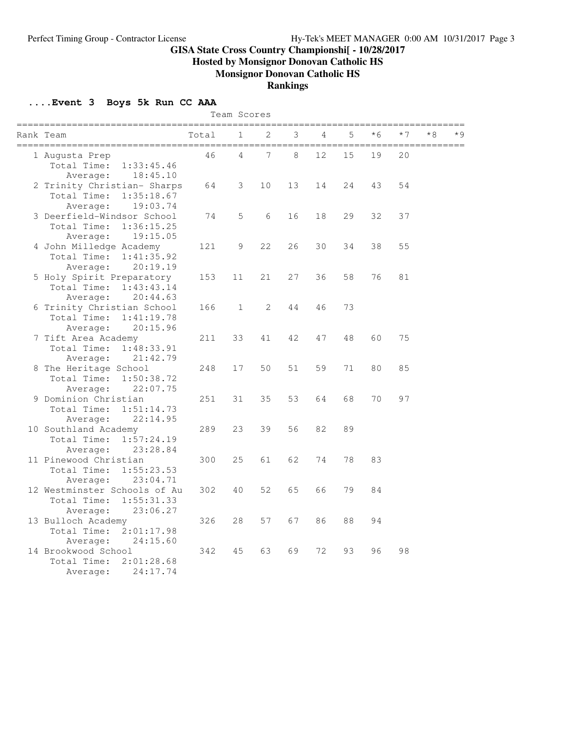# GISA State Cross Country Championshi[ - 10/28/2017

## Hosted by Monsignor Donovan Catholic HS

## Monsignor Donovan Catholic HS

## Rankings

### ....Event 3 Boys 5k Run CC AAA

Team Scores

| Rank | Team | Total | 1 | 2 | 3 | 4 | 5 | *6 | *7 | *8 | *9 |
|---|---|---|---|---|---|---|---|---|---|---|---|
| 1 | Augusta Prep | 46 | 4 | 7 | 8 | 12 | 15 | 19 | 20 | | |
| | Total Time: 1:33:45.46 | | | | | | | | | | |
| | Average: 18:45.10 | | | | | | | | | | |
| 2 | Trinity Christian- Sharps | 64 | 3 | 10 | 13 | 14 | 24 | 43 | 54 | | |
| | Total Time: 1:35:18.67 | | | | | | | | | | |
| | Average: 19:03.74 | | | | | | | | | | |
| 3 | Deerfield-Windsor School | 74 | 5 | 6 | 16 | 18 | 29 | 32 | 37 | | |
| | Total Time: 1:36:15.25 | | | | | | | | | | |
| | Average: 19:15.05 | | | | | | | | | | |
| 4 | John Milledge Academy | 121 | 9 | 22 | 26 | 30 | 34 | 38 | 55 | | |
| | Total Time: 1:41:35.92 | | | | | | | | | | |
| | Average: 20:19.19 | | | | | | | | | | |
| 5 | Holy Spirit Preparatory | 153 | 11 | 21 | 27 | 36 | 58 | 76 | 81 | | |
| | Total Time: 1:43:43.14 | | | | | | | | | | |
| | Average: 20:44.63 | | | | | | | | | | |
| 6 | Trinity Christian School | 166 | 1 | 2 | 44 | 46 | 73 | | | | |
| | Total Time: 1:41:19.78 | | | | | | | | | | |
| | Average: 20:15.96 | | | | | | | | | | |
| 7 | Tift Area Academy | 211 | 33 | 41 | 42 | 47 | 48 | 60 | 75 | | |
| | Total Time: 1:48:33.91 | | | | | | | | | | |
| | Average: 21:42.79 | | | | | | | | | | |
| 8 | The Heritage School | 248 | 17 | 50 | 51 | 59 | 71 | 80 | 85 | | |
| | Total Time: 1:50:38.72 | | | | | | | | | | |
| | Average: 22:07.75 | | | | | | | | | | |
| 9 | Dominion Christian | 251 | 31 | 35 | 53 | 64 | 68 | 70 | 97 | | |
| | Total Time: 1:51:14.73 | | | | | | | | | | |
| | Average: 22:14.95 | | | | | | | | | | |
| 10 | Southland Academy | 289 | 23 | 39 | 56 | 82 | 89 | | | | |
| | Total Time: 1:57:24.19 | | | | | | | | | | |
| | Average: 23:28.84 | | | | | | | | | | |
| 11 | Pinewood Christian | 300 | 25 | 61 | 62 | 74 | 78 | 83 | | | |
| | Total Time: 1:55:23.53 | | | | | | | | | | |
| | Average: 23:04.71 | | | | | | | | | | |
| 12 | Westminster Schools of Au | 302 | 40 | 52 | 65 | 66 | 79 | 84 | | | |
| | Total Time: 1:55:31.33 | | | | | | | | | | |
| | Average: 23:06.27 | | | | | | | | | | |
| 13 | Bulloch Academy | 326 | 28 | 57 | 67 | 86 | 88 | 94 | | | |
| | Total Time: 2:01:17.98 | | | | | | | | | | |
| | Average: 24:15.60 | | | | | | | | | | |
| 14 | Brookwood School | 342 | 45 | 63 | 69 | 72 | 93 | 96 | 98 | | |
| | Total Time: 2:01:28.68 | | | | | | | | | | |
| | Average: 24:17.74 | | | | | | | | | | |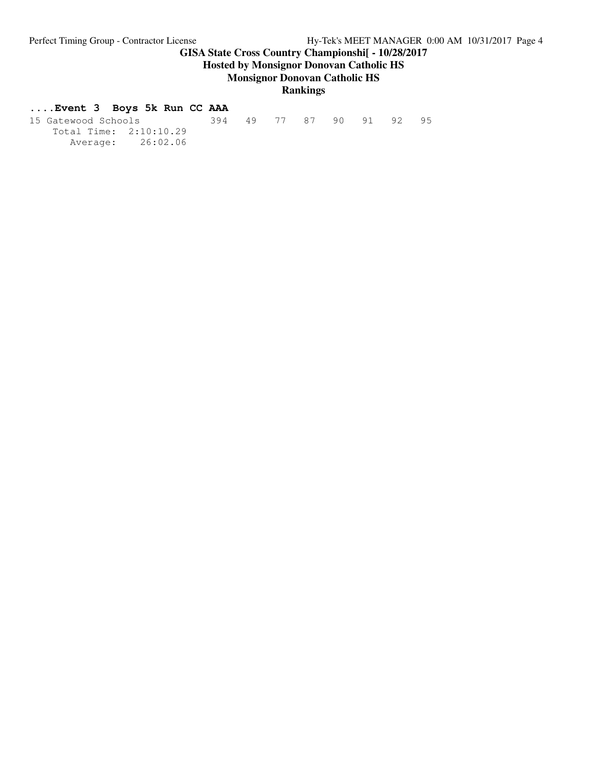**....Event 3 Boys 5k Run CC AAA**

```
15 Gatewood Schools          394   49   77   87   90   91   92   95
    Total Time:  2:10:10.29
       Average:    26:02.06
```